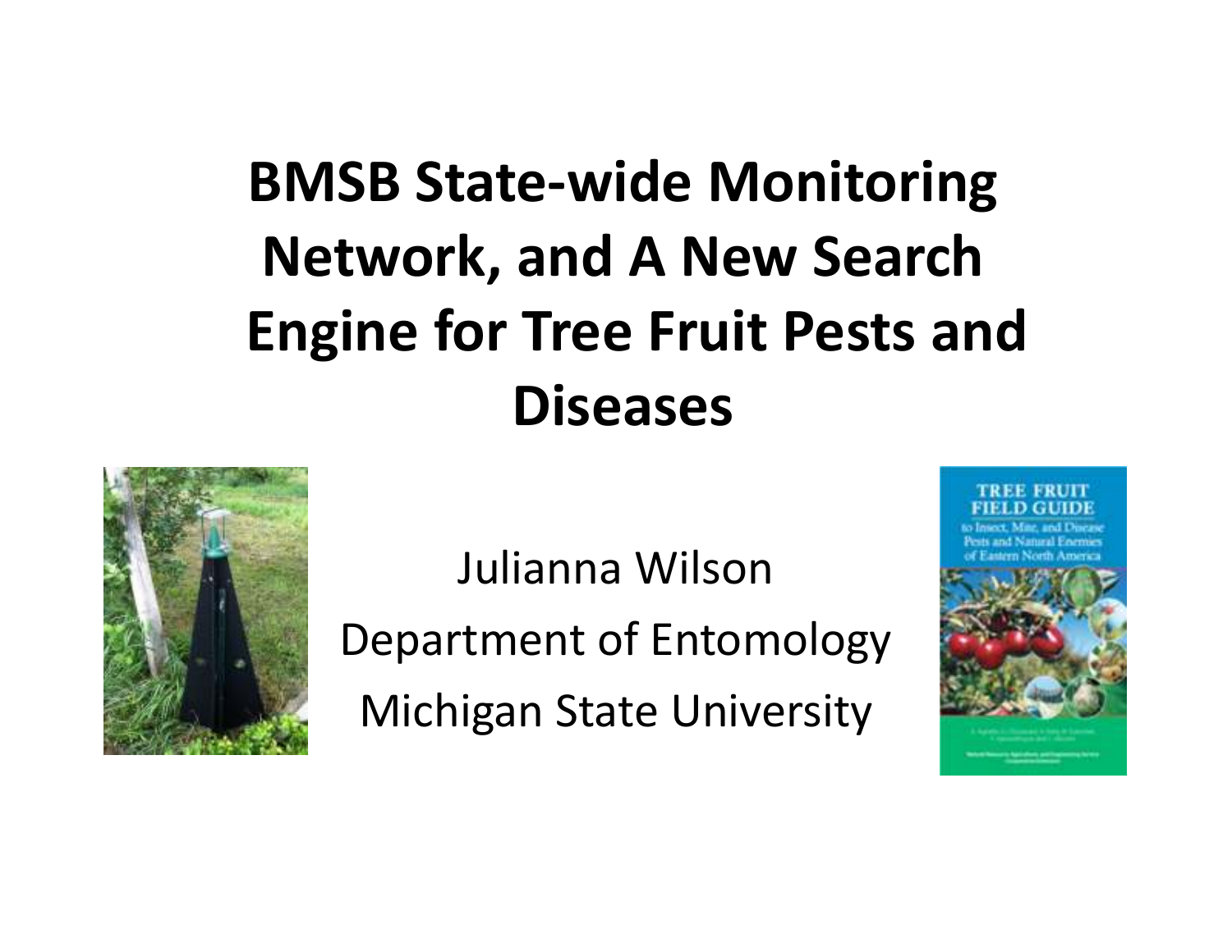# BMSB State-wide Monitoring Network, and A New Search Engine for Tree Fruit Pests and Diseases

Julianna Wilson

Department of Entomology

Michigan State University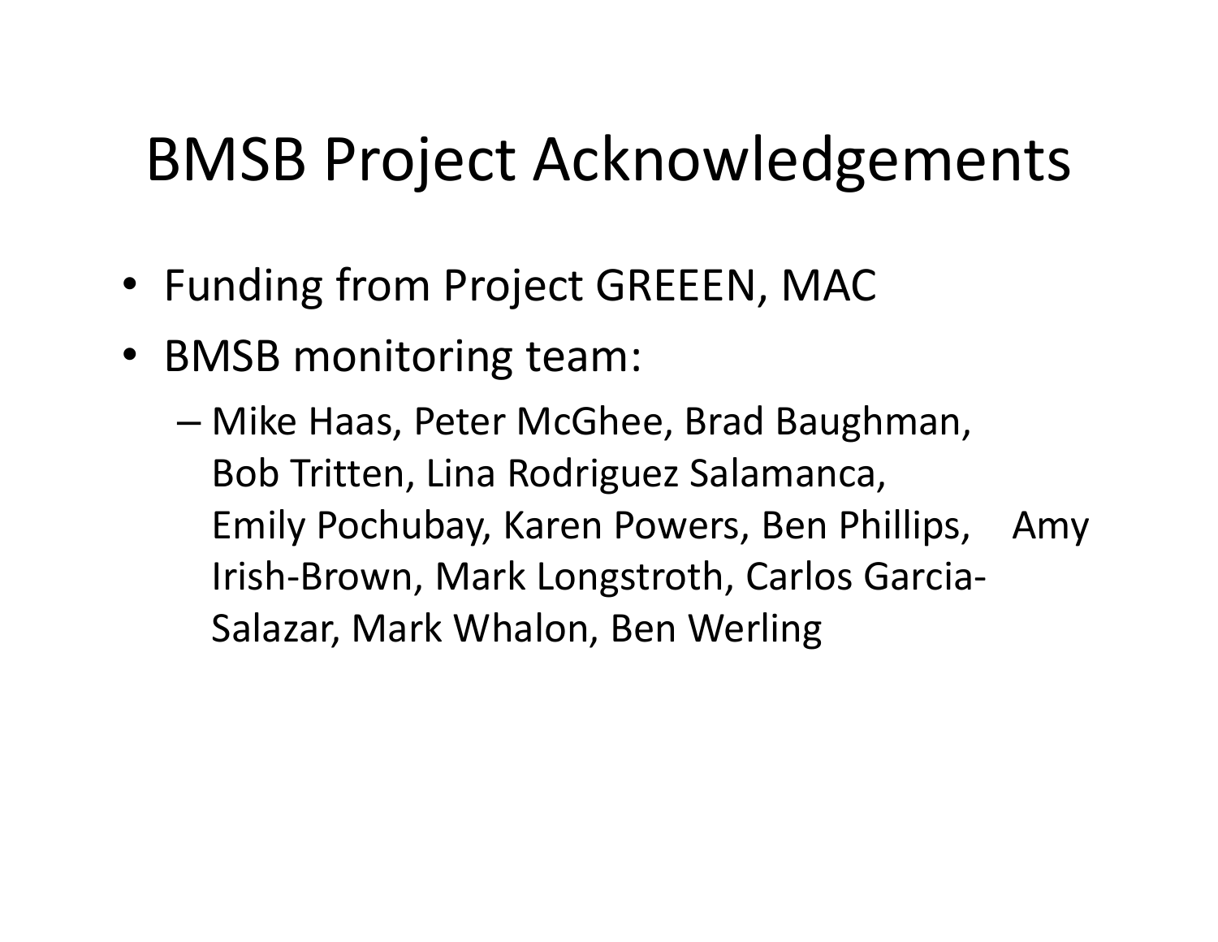# BMSB Project Acknowledgements

- Funding from Project GREEEN, MAC
- BMSB monitoring team:
  - Mike Haas, Peter McGhee, Brad Baughman, Bob Tritten, Lina Rodriguez Salamanca, Emily Pochubay, Karen Powers, Ben Phillips, Amy Irish-Brown, Mark Longstroth, Carlos Garcia-Salazar, Mark Whalon, Ben Werling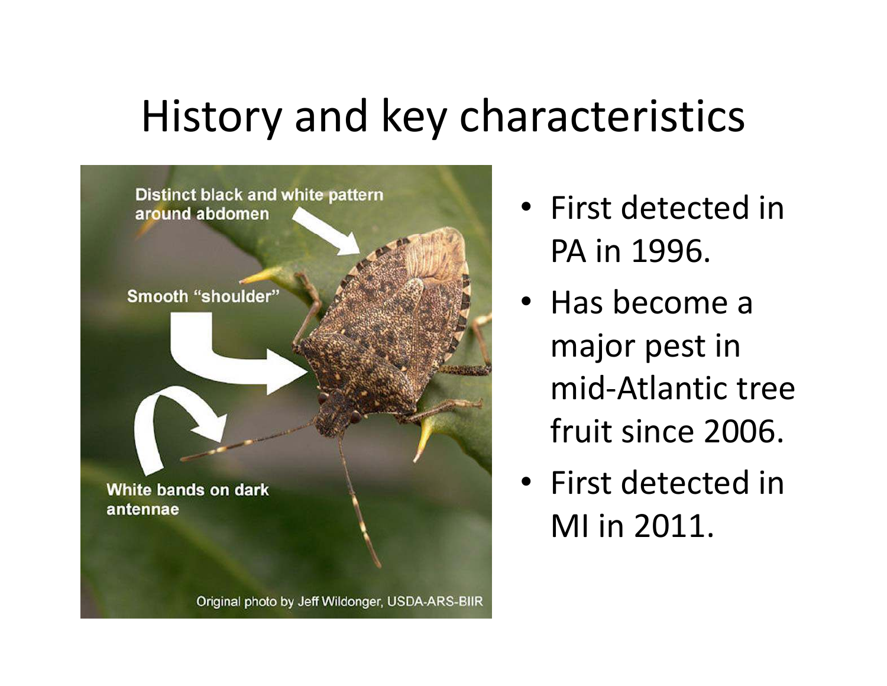# History and key characteristics

Distinct black and white pattern around abdomen

Smooth "shoulder"

White bands on dark antennae

Original photo by Jeff Wildonger, USDA-ARS-BIIR

- First detected in PA in 1996.
- Has become a major pest in mid-Atlantic tree fruit since 2006.
- First detected in MI in 2011.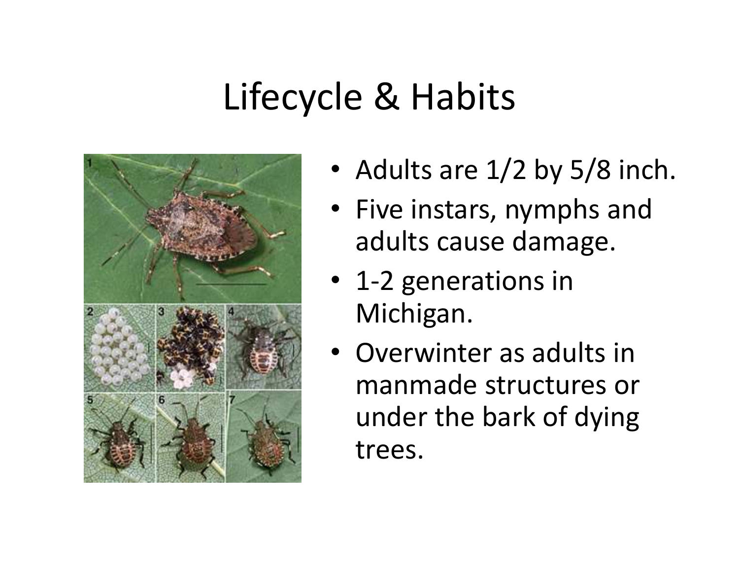# Lifecycle & Habits

- Adults are 1/2 by 5/8 inch.
- Five instars, nymphs and adults cause damage.
- 1-2 generations in Michigan.
- Overwinter as adults in manmade structures or under the bark of dying trees.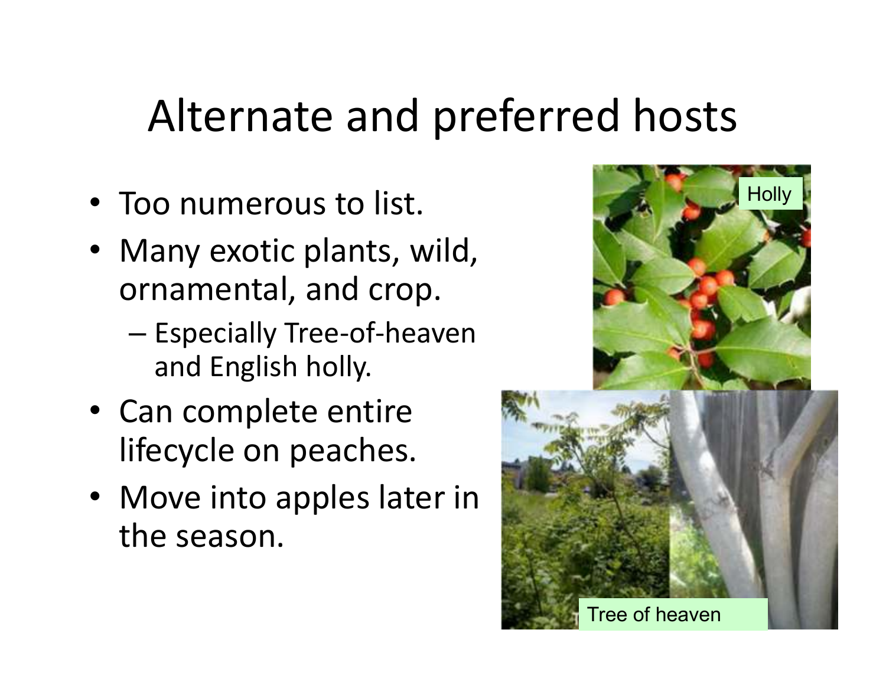# Alternate and preferred hosts

- Too numerous to list.
- Many exotic plants, wild, ornamental, and crop.
  - Especially Tree-of-heaven and English holly.
- Can complete entire lifecycle on peaches.
- Move into apples later in the season.

Holly

Tree of heaven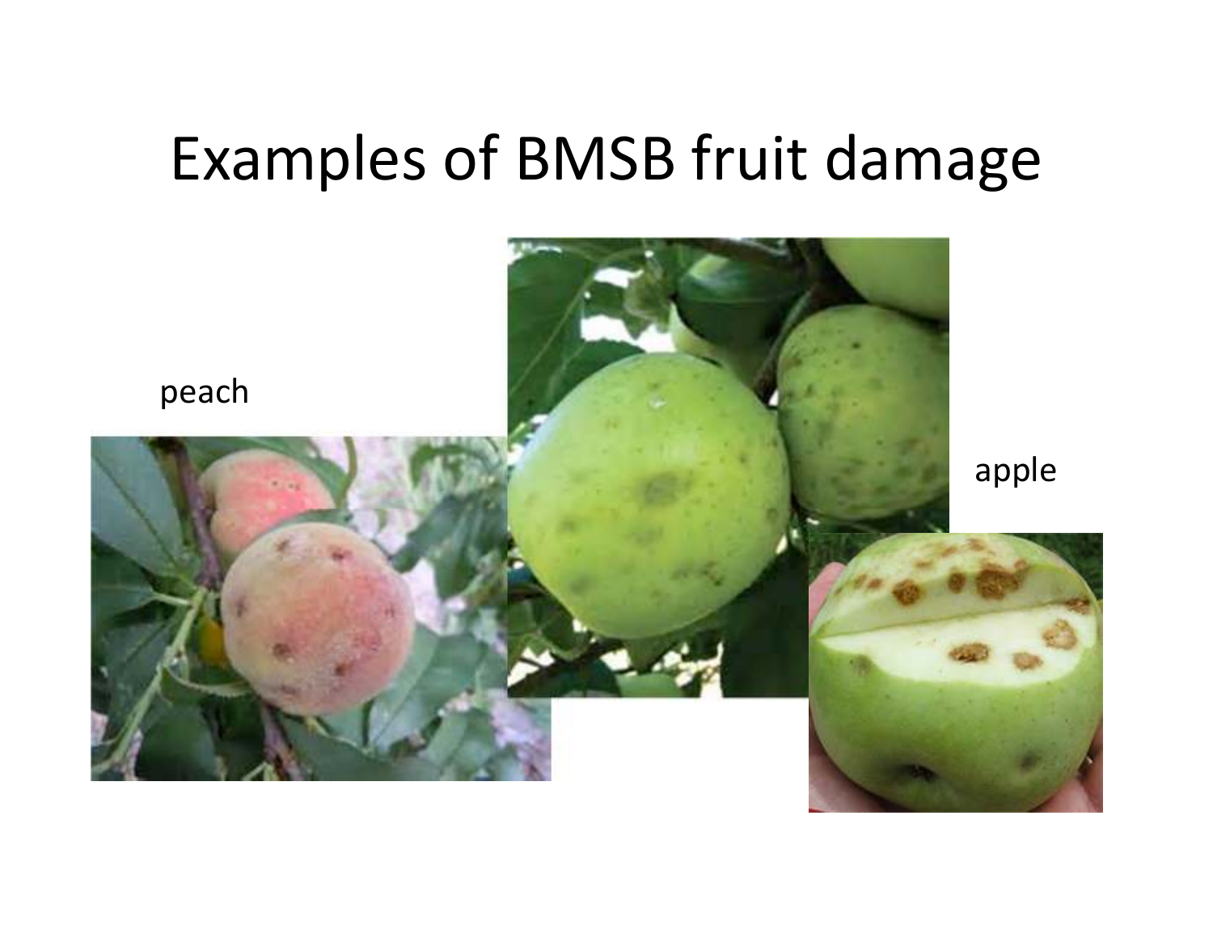# Examples of BMSB fruit damage

peach

apple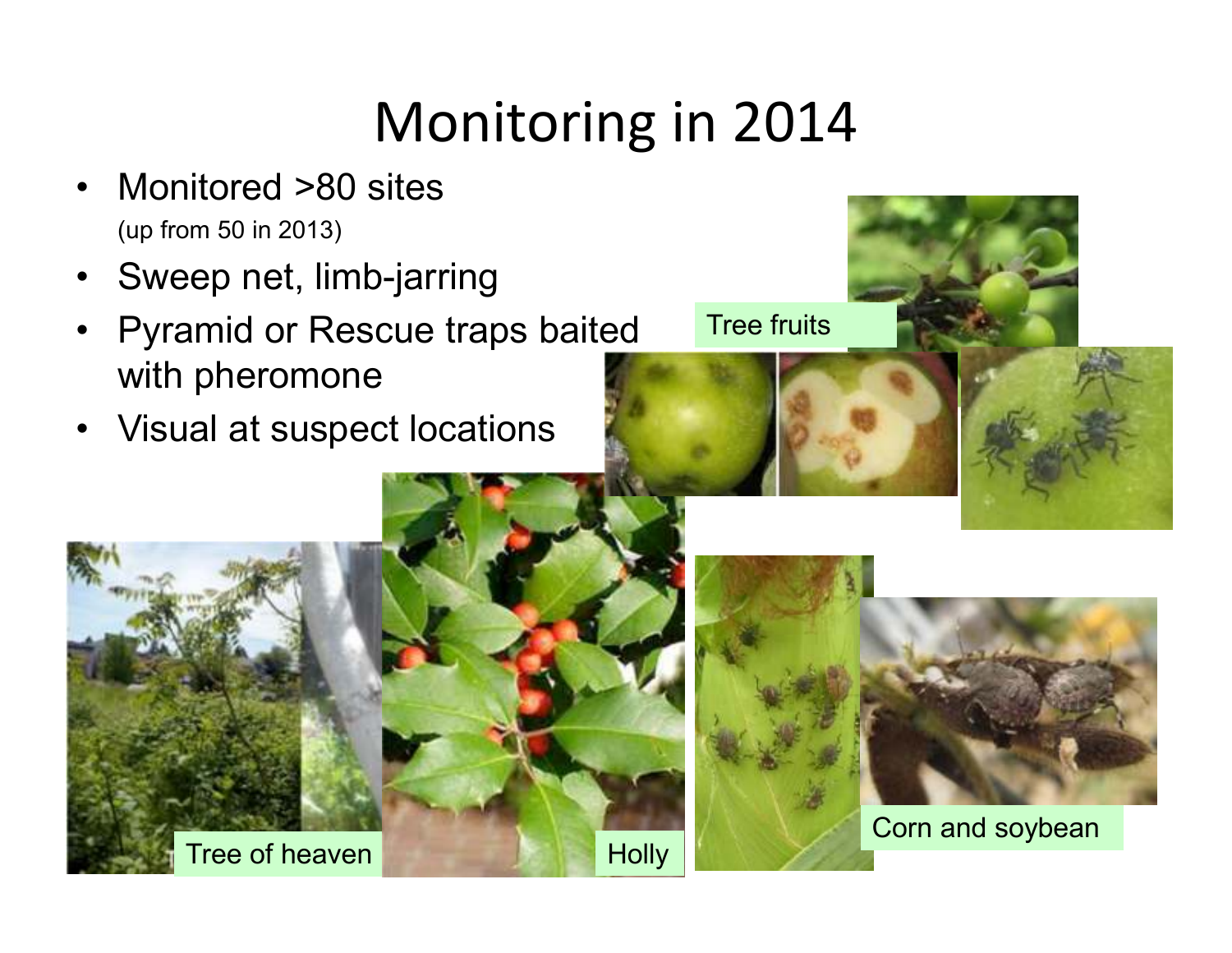# Monitoring in 2014

- Monitored >80 sites
  (up from 50 in 2013)
- Sweep net, limb-jarring
- Pyramid or Rescue traps baited with pheromone
- Visual at suspect locations

Tree fruits

Tree of heaven

Holly

Corn and soybean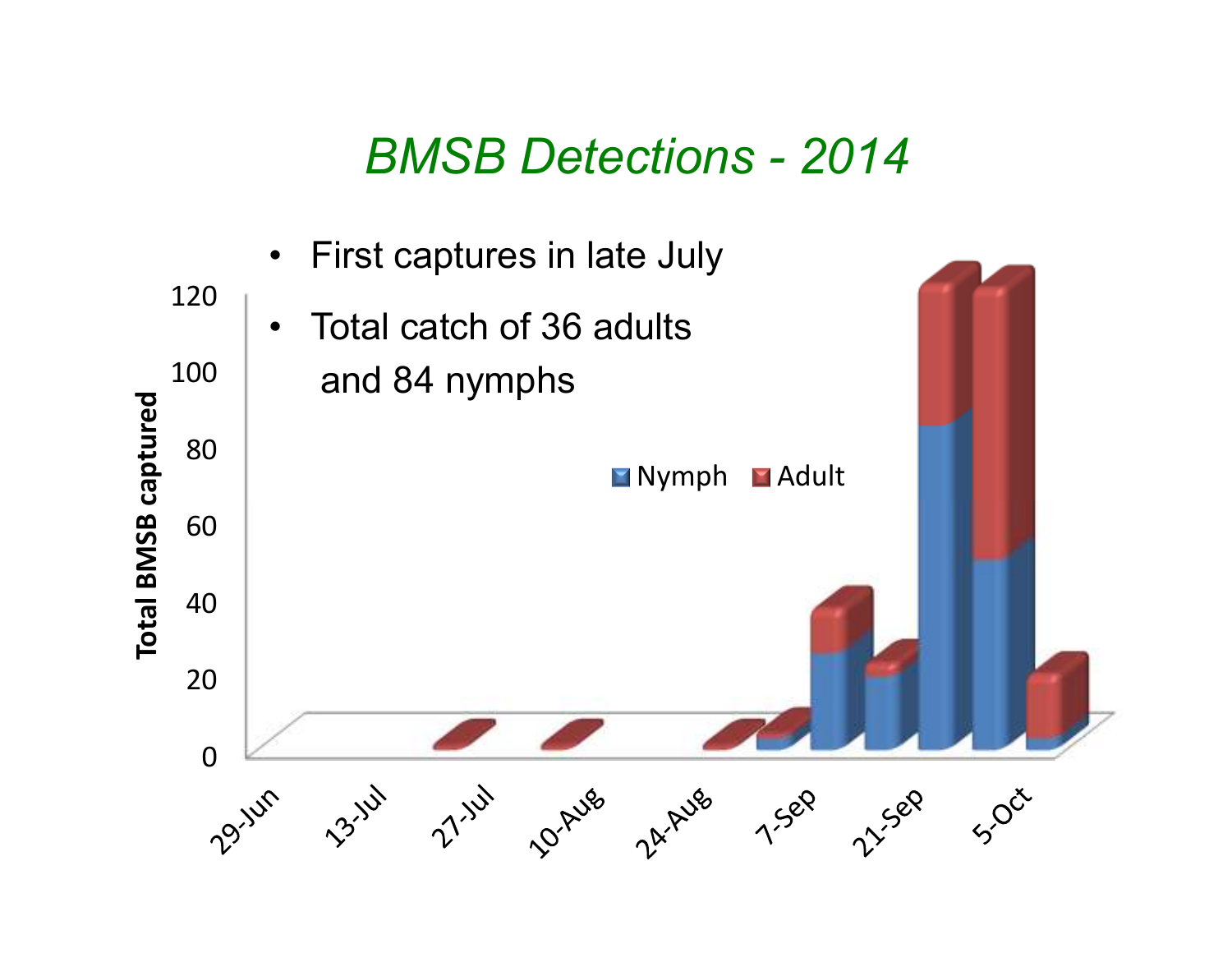# *BMSB Detections - 2014*

- First captures in late July
- Total catch of 36 adults and 84 nymphs

Total BMSB captured

120
100
80
60
40
20
0

Nymph
Adult

29-Jun
13-Jul
27-Jul
10-Aug
24-Aug
7-Sep
21-Sep
5-Oct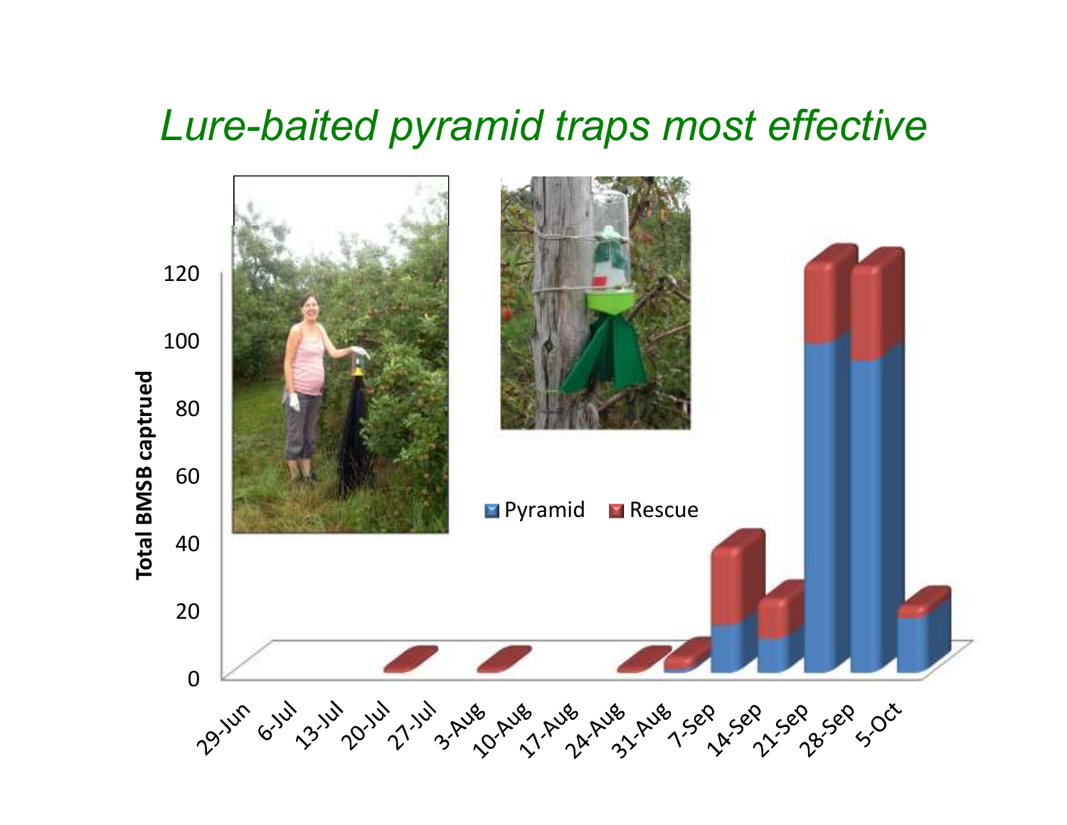# *Lure-baited pyramid traps most effective*

Total BMSB captrued

120

100

80

60

40

20

0

Pyramid

Rescue

29-Jun 6-Jul 13-Jul 20-Jul 27-Jul 3-Aug 10-Aug 17-Aug 24-Aug 31-Aug 7-Sep 14-Sep 21-Sep 28-Sep 5-Oct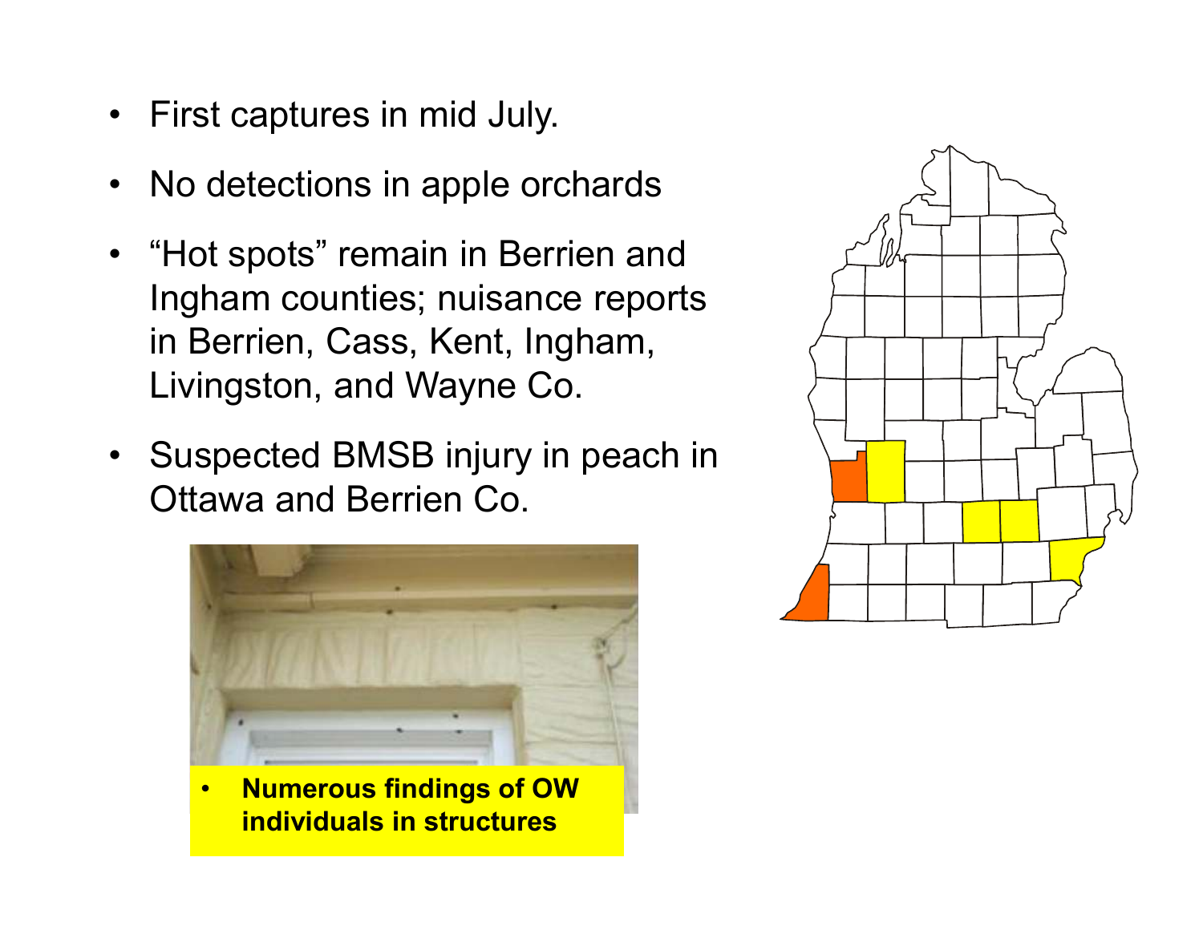- First captures in mid July.
- No detections in apple orchards
- "Hot spots" remain in Berrien and Ingham counties; nuisance reports in Berrien, Cass, Kent, Ingham, Livingston, and Wayne Co.
- Suspected BMSB injury in peach in Ottawa and Berrien Co.

- **Numerous findings of OW individuals in structures**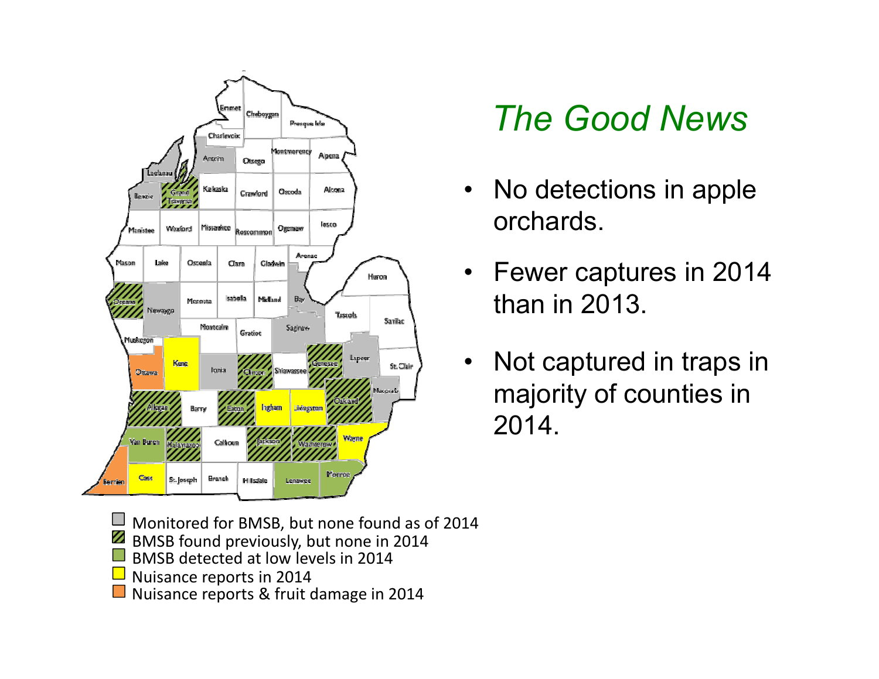Emmet
Cheboygan
Presque Isle
Charlevoix
Antrim
Otsego
Montmorency
Alpena
Leelanau
Benzie
Grand Traverse
Kalkaska
Crawford
Oscoda
Alcona
Manistee
Wexford
Missaukee
Roscommon
Ogemaw
Iosco
Mason
Lake
Osceola
Clare
Gladwin
Arenac
Huron
Oceana
Newaygo
Mecosta
Isabella
Midland
Bay
Tuscola
Sanilac
Muskegon
Montcalm
Gratiot
Saginaw
Ottawa
Kent
Ionia
Clinton
Shiawassee
Genesee
Lapeer
St. Clair
Macomb
Allegan
Barry
Eaton
Ingham
Livingston
Oakland
Van Buren
Kalamazoo
Calhoun
Jackson
Washtenaw
Wayne
Berrien
Cass
St. Joseph
Branch
Hillsdale
Lenawee
Monroe

Monitored for BMSB, but none found as of 2014
BMSB found previously, but none in 2014
BMSB detected at low levels in 2014
Nuisance reports in 2014
Nuisance reports & fruit damage in 2014

# *The Good News*

- No detections in apple orchards.
- Fewer captures in 2014 than in 2013.
- Not captured in traps in majority of counties in 2014.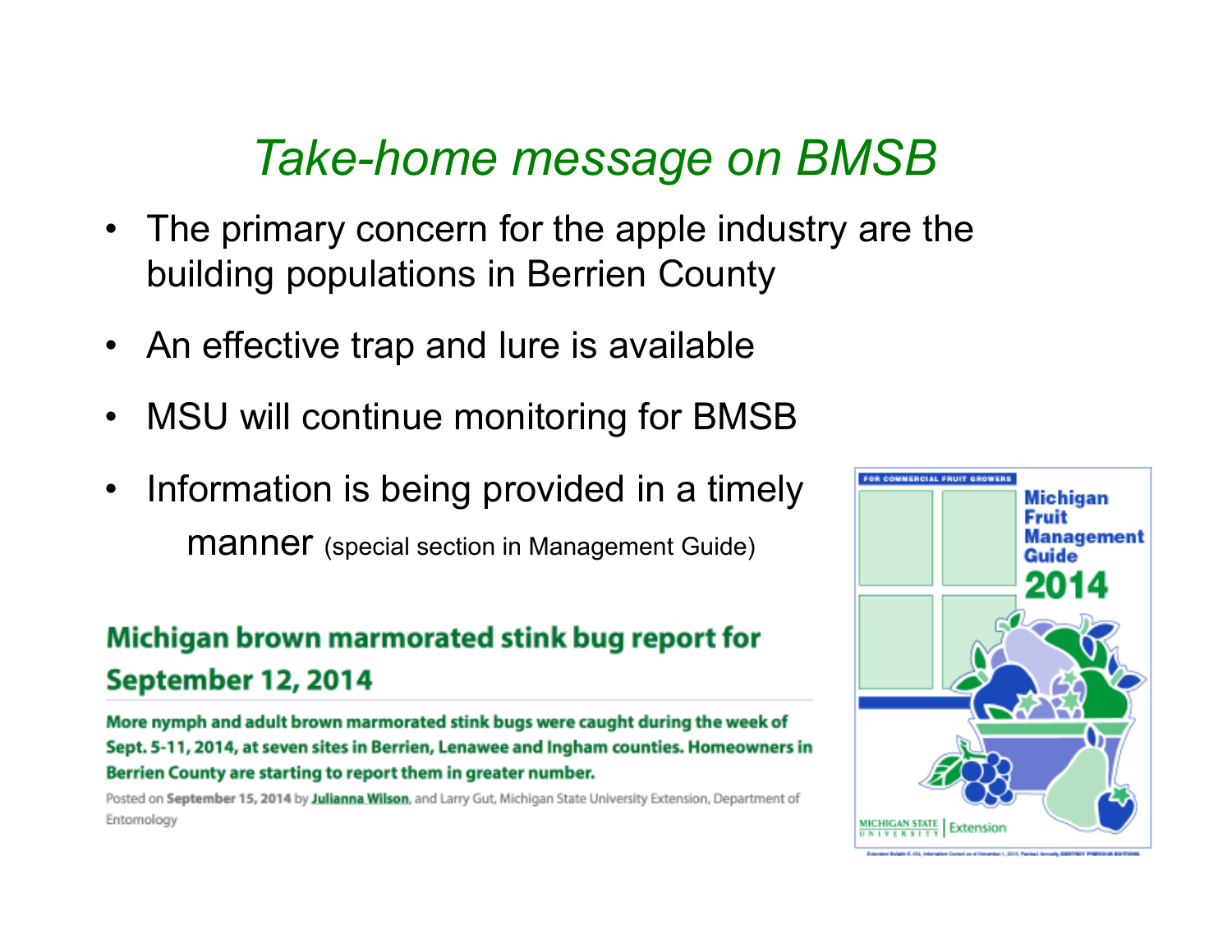# *Take-home message on BMSB*

- The primary concern for the apple industry are the building populations in Berrien County
- An effective trap and lure is available
- MSU will continue monitoring for BMSB
- Information is being provided in a timely manner (special section in Management Guide)

## Michigan brown marmorated stink bug report for September 12, 2014

**More nymph and adult brown marmorated stink bugs were caught during the week of Sept. 5-11, 2014, at seven sites in Berrien, Lenawee and Ingham counties. Homeowners in Berrien County are starting to report them in greater number.**

Posted on **September 15, 2014** by **Julianna Wilson**, and Larry Gut, Michigan State University Extension, Department of Entomology

FOR COMMERCIAL FRUIT GROWERS

Michigan Fruit Management Guide 2014

MICHIGAN STATE UNIVERSITY | Extension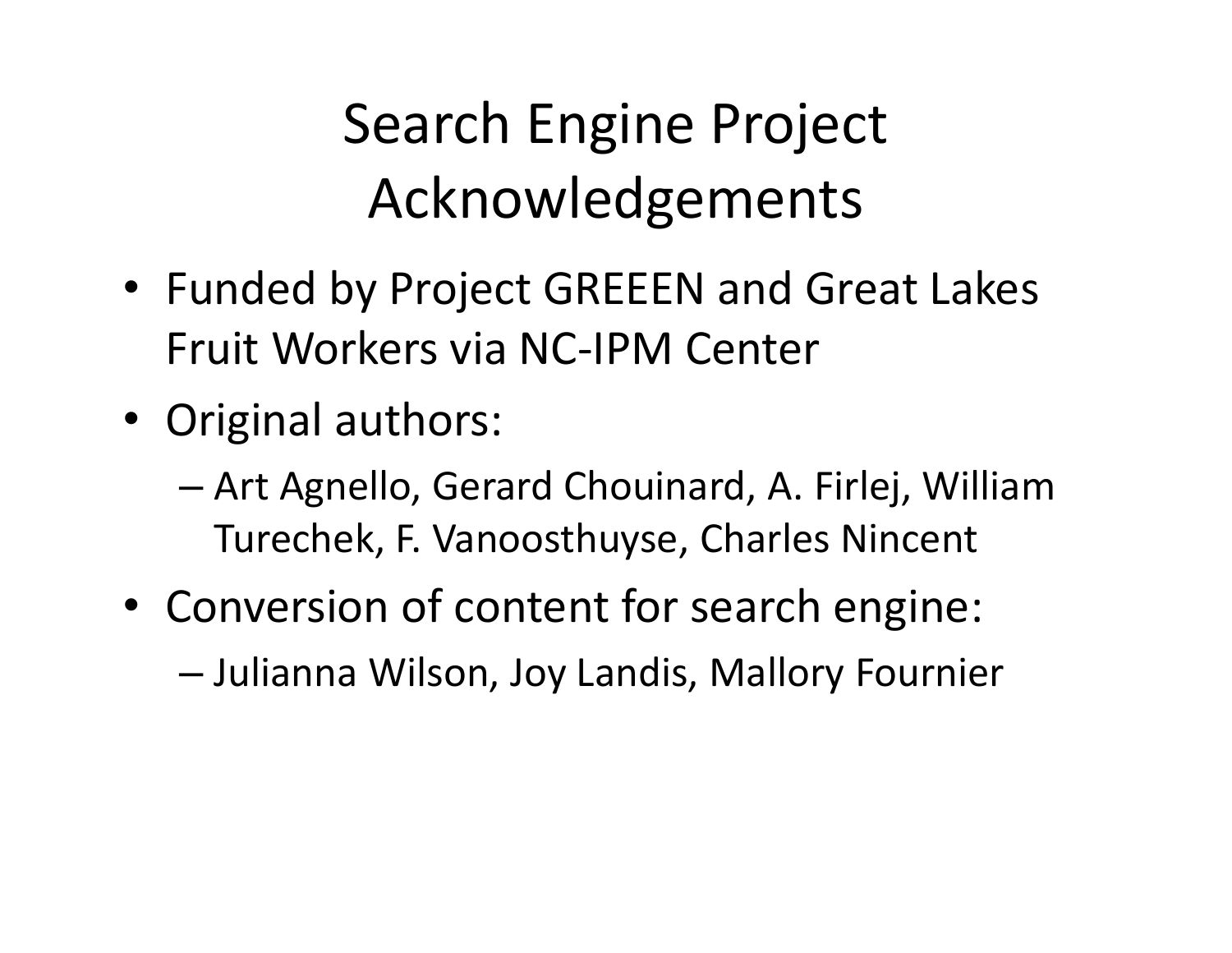# Search Engine Project Acknowledgements

- Funded by Project GREEEN and Great Lakes Fruit Workers via NC-IPM Center
- Original authors:
  - Art Agnello, Gerard Chouinard, A. Firlej, William Turechek, F. Vanoosthuyse, Charles Nincent
- Conversion of content for search engine:
  - Julianna Wilson, Joy Landis, Mallory Fournier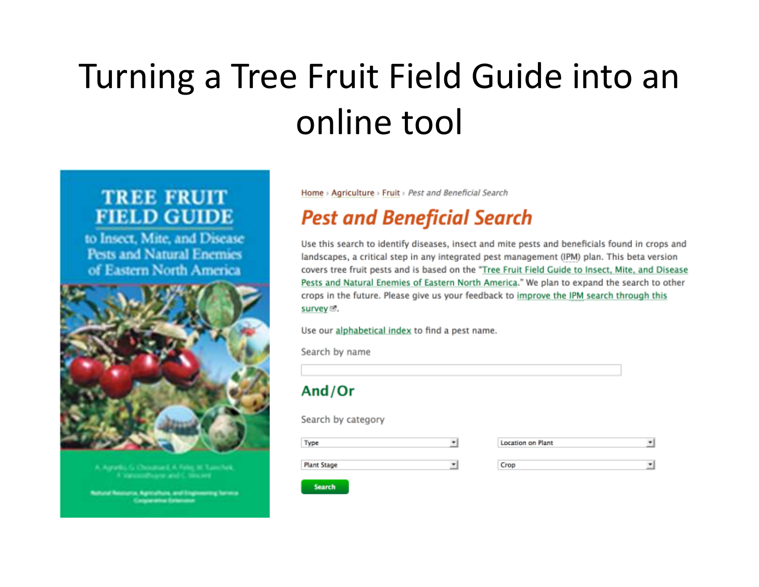# Turning a Tree Fruit Field Guide into an online tool

TREE FRUIT FIELD GUIDE
to Insect, Mite, and Disease Pests and Natural Enemies of Eastern North America

Home › Agriculture › Fruit › *Pest and Beneficial Search*

## *Pest and Beneficial Search*

Use this search to identify diseases, insect and mite pests and beneficials found in crops and landscapes, a critical step in any integrated pest management (IPM) plan. This beta version covers tree fruit pests and is based on the "Tree Fruit Field Guide to Insect, Mite, and Disease Pests and Natural Enemies of Eastern North America." We plan to expand the search to other crops in the future. Please give us your feedback to improve the IPM search through this survey.

Use our alphabetical index to find a pest name.

Search by name

### And/Or

Search by category

Type

Location on Plant

Plant Stage

Crop

Search